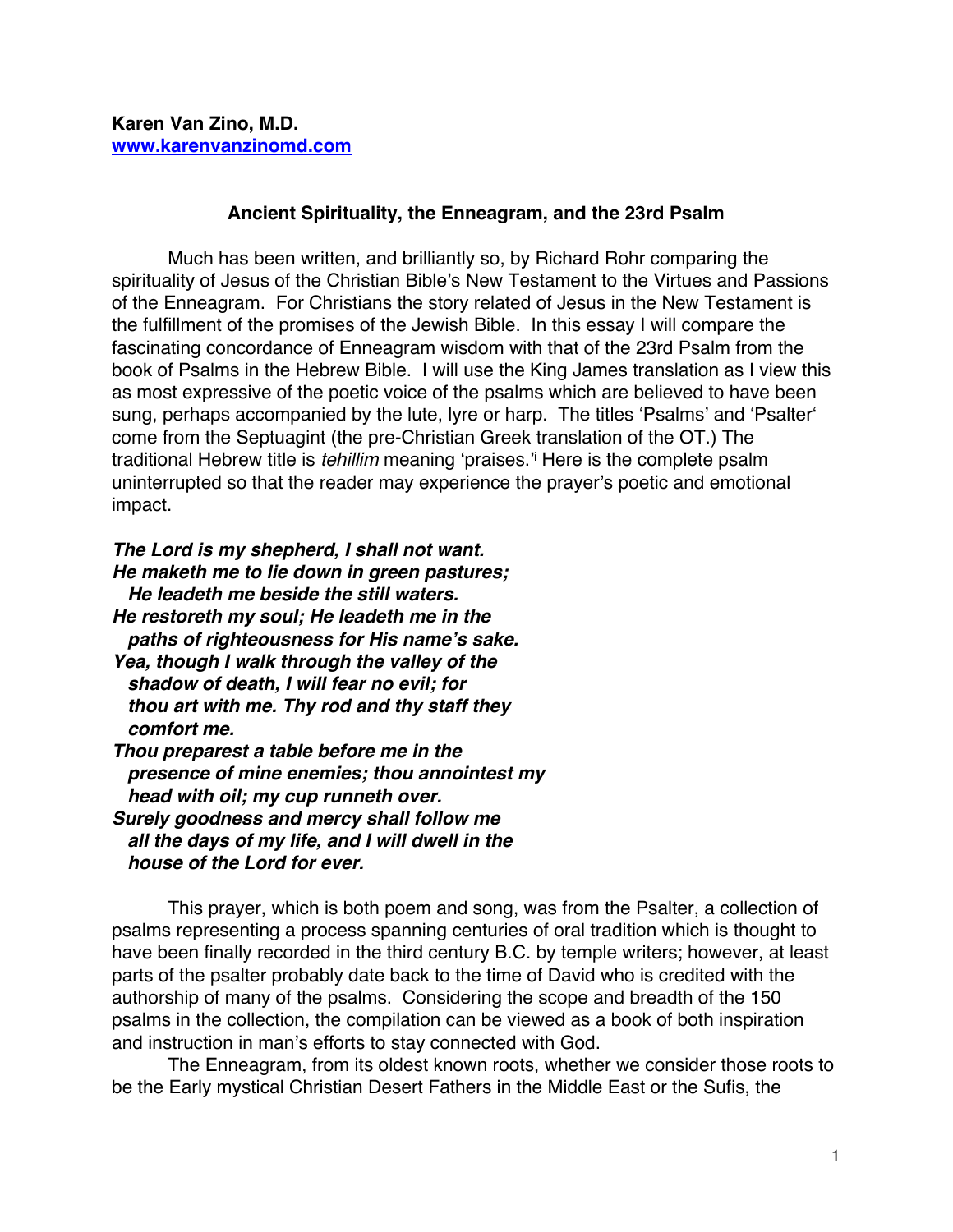**Karen Van Zino, M.D.**
**[www.karenvanzinomd.com](http://www.karenvanzinomd.com)**

## Ancient Spirituality, the Enneagram, and the 23rd Psalm

Much has been written, and brilliantly so, by Richard Rohr comparing the spirituality of Jesus of the Christian Bible's New Testament to the Virtues and Passions of the Enneagram. For Christians the story related of Jesus in the New Testament is the fulfillment of the promises of the Jewish Bible. In this essay I will compare the fascinating concordance of Enneagram wisdom with that of the 23rd Psalm from the book of Psalms in the Hebrew Bible. I will use the King James translation as I view this as most expressive of the poetic voice of the psalms which are believed to have been sung, perhaps accompanied by the lute, lyre or harp. The titles 'Psalms' and 'Psalter' come from the Septuagint (the pre-Christian Greek translation of the OT.) The traditional Hebrew title is *tehillim* meaning 'praises.'[i] Here is the complete psalm uninterrupted so that the reader may experience the prayer's poetic and emotional impact.

***The Lord is my shepherd, I shall not want.***
***He maketh me to lie down in green pastures;***
***He leadeth me beside the still waters.***
***He restoreth my soul; He leadeth me in the paths of righteousness for His name's sake.***
***Yea, though I walk through the valley of the shadow of death, I will fear no evil; for thou art with me. Thy rod and thy staff they comfort me.***
***Thou preparest a table before me in the presence of mine enemies; thou annointest my head with oil; my cup runneth over.***
***Surely goodness and mercy shall follow me all the days of my life, and I will dwell in the house of the Lord for ever.***

This prayer, which is both poem and song, was from the Psalter, a collection of psalms representing a process spanning centuries of oral tradition which is thought to have been finally recorded in the third century B.C. by temple writers; however, at least parts of the psalter probably date back to the time of David who is credited with the authorship of many of the psalms. Considering the scope and breadth of the 150 psalms in the collection, the compilation can be viewed as a book of both inspiration and instruction in man's efforts to stay connected with God.

The Enneagram, from its oldest known roots, whether we consider those roots to be the Early mystical Christian Desert Fathers in the Middle East or the Sufis, the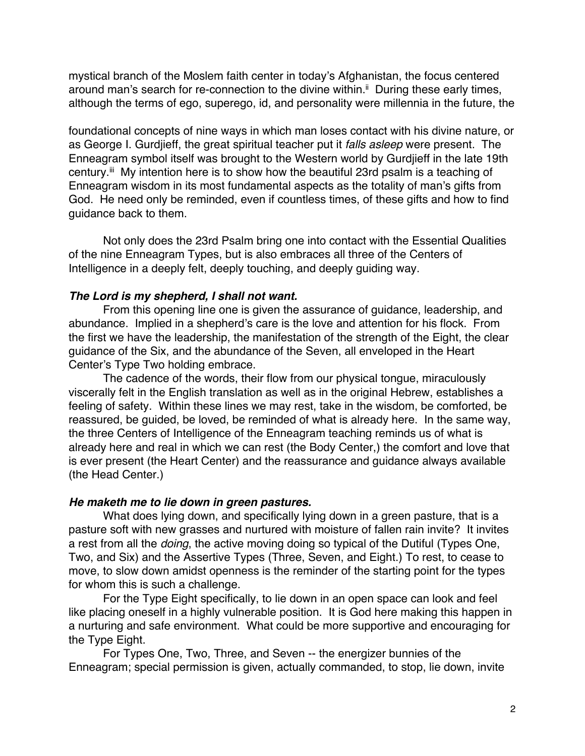mystical branch of the Moslem faith center in today's Afghanistan, the focus centered around man's search for re-connection to the divine within.[ii] During these early times, although the terms of ego, superego, id, and personality were millennia in the future, the

foundational concepts of nine ways in which man loses contact with his divine nature, or as George I. Gurdjieff, the great spiritual teacher put it *falls asleep* were present. The Enneagram symbol itself was brought to the Western world by Gurdjieff in the late 19th century.[iii] My intention here is to show how the beautiful 23rd psalm is a teaching of Enneagram wisdom in its most fundamental aspects as the totality of man's gifts from God. He need only be reminded, even if countless times, of these gifts and how to find guidance back to them.

Not only does the 23rd Psalm bring one into contact with the Essential Qualities of the nine Enneagram Types, but is also embraces all three of the Centers of Intelligence in a deeply felt, deeply touching, and deeply guiding way.

***The Lord is my shepherd, I shall not want.***

From this opening line one is given the assurance of guidance, leadership, and abundance. Implied in a shepherd's care is the love and attention for his flock. From the first we have the leadership, the manifestation of the strength of the Eight, the clear guidance of the Six, and the abundance of the Seven, all enveloped in the Heart Center's Type Two holding embrace.

The cadence of the words, their flow from our physical tongue, miraculously viscerally felt in the English translation as well as in the original Hebrew, establishes a feeling of safety. Within these lines we may rest, take in the wisdom, be comforted, be reassured, be guided, be loved, be reminded of what is already here. In the same way, the three Centers of Intelligence of the Enneagram teaching reminds us of what is already here and real in which we can rest (the Body Center,) the comfort and love that is ever present (the Heart Center) and the reassurance and guidance always available (the Head Center.)

***He maketh me to lie down in green pastures.***

What does lying down, and specifically lying down in a green pasture, that is a pasture soft with new grasses and nurtured with moisture of fallen rain invite? It invites a rest from all the *doing*, the active moving doing so typical of the Dutiful (Types One, Two, and Six) and the Assertive Types (Three, Seven, and Eight.) To rest, to cease to move, to slow down amidst openness is the reminder of the starting point for the types for whom this is such a challenge.

For the Type Eight specifically, to lie down in an open space can look and feel like placing oneself in a highly vulnerable position. It is God here making this happen in a nurturing and safe environment. What could be more supportive and encouraging for the Type Eight.

For Types One, Two, Three, and Seven -- the energizer bunnies of the Enneagram; special permission is given, actually commanded, to stop, lie down, invite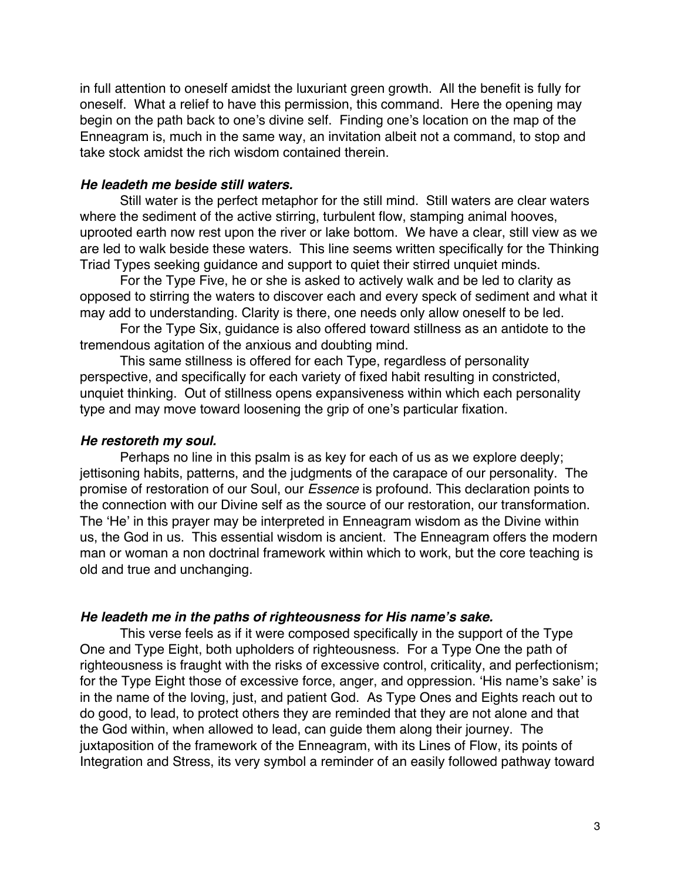in full attention to oneself amidst the luxuriant green growth. All the benefit is fully for oneself. What a relief to have this permission, this command. Here the opening may begin on the path back to one's divine self. Finding one's location on the map of the Enneagram is, much in the same way, an invitation albeit not a command, to stop and take stock amidst the rich wisdom contained therein.

### ***He leadeth me beside still waters.***

Still water is the perfect metaphor for the still mind. Still waters are clear waters where the sediment of the active stirring, turbulent flow, stamping animal hooves, uprooted earth now rest upon the river or lake bottom. We have a clear, still view as we are led to walk beside these waters. This line seems written specifically for the Thinking Triad Types seeking guidance and support to quiet their stirred unquiet minds.

For the Type Five, he or she is asked to actively walk and be led to clarity as opposed to stirring the waters to discover each and every speck of sediment and what it may add to understanding. Clarity is there, one needs only allow oneself to be led.

For the Type Six, guidance is also offered toward stillness as an antidote to the tremendous agitation of the anxious and doubting mind.

This same stillness is offered for each Type, regardless of personality perspective, and specifically for each variety of fixed habit resulting in constricted, unquiet thinking. Out of stillness opens expansiveness within which each personality type and may move toward loosening the grip of one's particular fixation.

### ***He restoreth my soul.***

Perhaps no line in this psalm is as key for each of us as we explore deeply; jettisoning habits, patterns, and the judgments of the carapace of our personality. The promise of restoration of our Soul, our *Essence* is profound. This declaration points to the connection with our Divine self as the source of our restoration, our transformation. The 'He' in this prayer may be interpreted in Enneagram wisdom as the Divine within us, the God in us. This essential wisdom is ancient. The Enneagram offers the modern man or woman a non doctrinal framework within which to work, but the core teaching is old and true and unchanging.

### ***He leadeth me in the paths of righteousness for His name's sake.***

This verse feels as if it were composed specifically in the support of the Type One and Type Eight, both upholders of righteousness. For a Type One the path of righteousness is fraught with the risks of excessive control, criticality, and perfectionism; for the Type Eight those of excessive force, anger, and oppression. 'His name's sake' is in the name of the loving, just, and patient God. As Type Ones and Eights reach out to do good, to lead, to protect others they are reminded that they are not alone and that the God within, when allowed to lead, can guide them along their journey. The juxtaposition of the framework of the Enneagram, with its Lines of Flow, its points of Integration and Stress, its very symbol a reminder of an easily followed pathway toward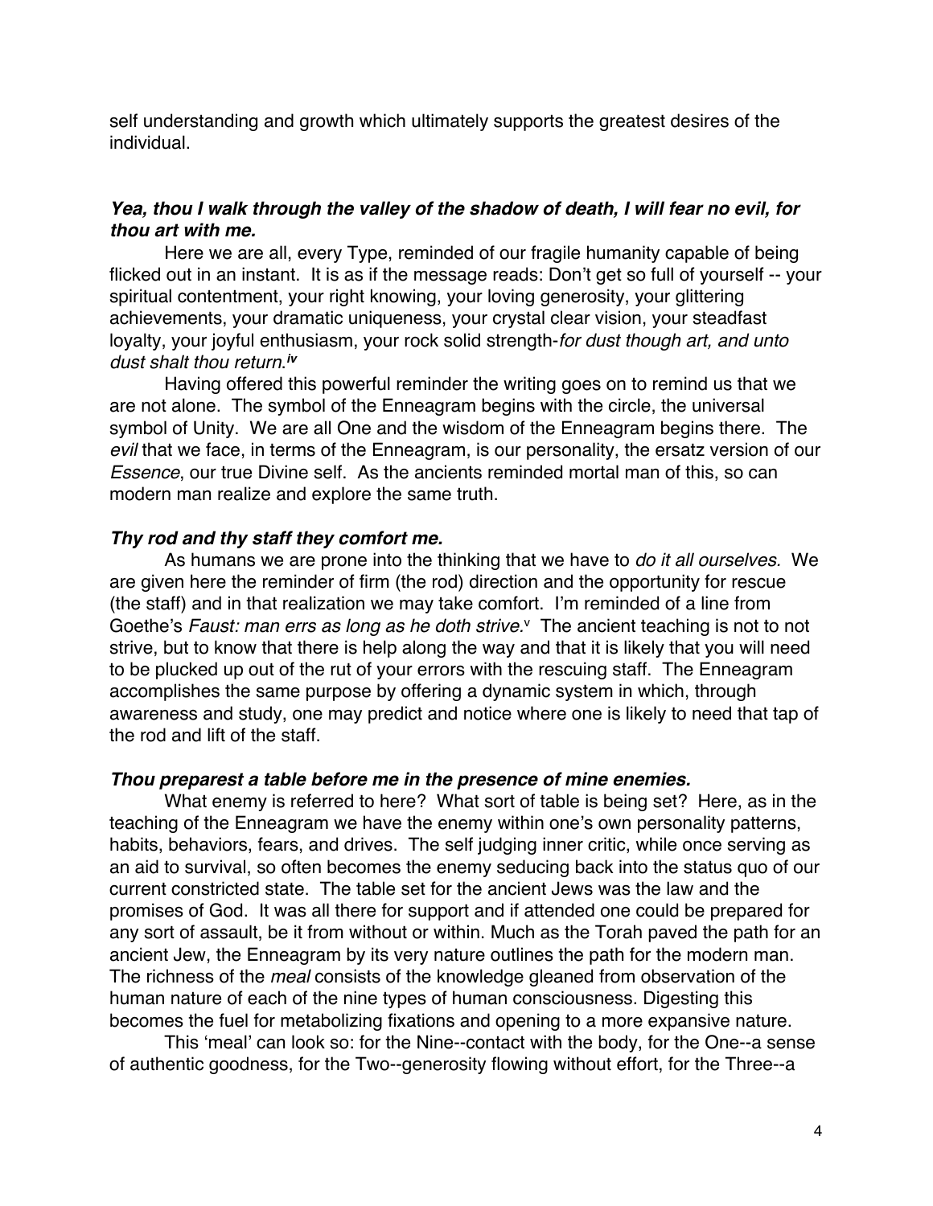self understanding and growth which ultimately supports the greatest desires of the individual.

***Yea, thou I walk through the valley of the shadow of death, I will fear no evil, for thou art with me.***

Here we are all, every Type, reminded of our fragile humanity capable of being flicked out in an instant. It is as if the message reads: Don't get so full of yourself -- your spiritual contentment, your right knowing, your loving generosity, your glittering achievements, your dramatic uniqueness, your crystal clear vision, your steadfast loyalty, your joyful enthusiasm, your rock solid strength-*for dust though art, and unto dust shalt thou return.*[iv]

Having offered this powerful reminder the writing goes on to remind us that we are not alone. The symbol of the Enneagram begins with the circle, the universal symbol of Unity. We are all One and the wisdom of the Enneagram begins there. The *evil* that we face, in terms of the Enneagram, is our personality, the ersatz version of our *Essence*, our true Divine self. As the ancients reminded mortal man of this, so can modern man realize and explore the same truth.

***Thy rod and thy staff they comfort me.***

As humans we are prone into the thinking that we have to *do it all ourselves.* We are given here the reminder of firm (the rod) direction and the opportunity for rescue (the staff) and in that realization we may take comfort. I'm reminded of a line from Goethe's *Faust: man errs as long as he doth strive.*[v] The ancient teaching is not to not strive, but to know that there is help along the way and that it is likely that you will need to be plucked up out of the rut of your errors with the rescuing staff. The Enneagram accomplishes the same purpose by offering a dynamic system in which, through awareness and study, one may predict and notice where one is likely to need that tap of the rod and lift of the staff.

***Thou preparest a table before me in the presence of mine enemies.***

What enemy is referred to here? What sort of table is being set? Here, as in the teaching of the Enneagram we have the enemy within one's own personality patterns, habits, behaviors, fears, and drives. The self judging inner critic, while once serving as an aid to survival, so often becomes the enemy seducing back into the status quo of our current constricted state. The table set for the ancient Jews was the law and the promises of God. It was all there for support and if attended one could be prepared for any sort of assault, be it from without or within. Much as the Torah paved the path for an ancient Jew, the Enneagram by its very nature outlines the path for the modern man. The richness of the *meal* consists of the knowledge gleaned from observation of the human nature of each of the nine types of human consciousness. Digesting this becomes the fuel for metabolizing fixations and opening to a more expansive nature.

This 'meal' can look so: for the Nine--contact with the body, for the One--a sense of authentic goodness, for the Two--generosity flowing without effort, for the Three--a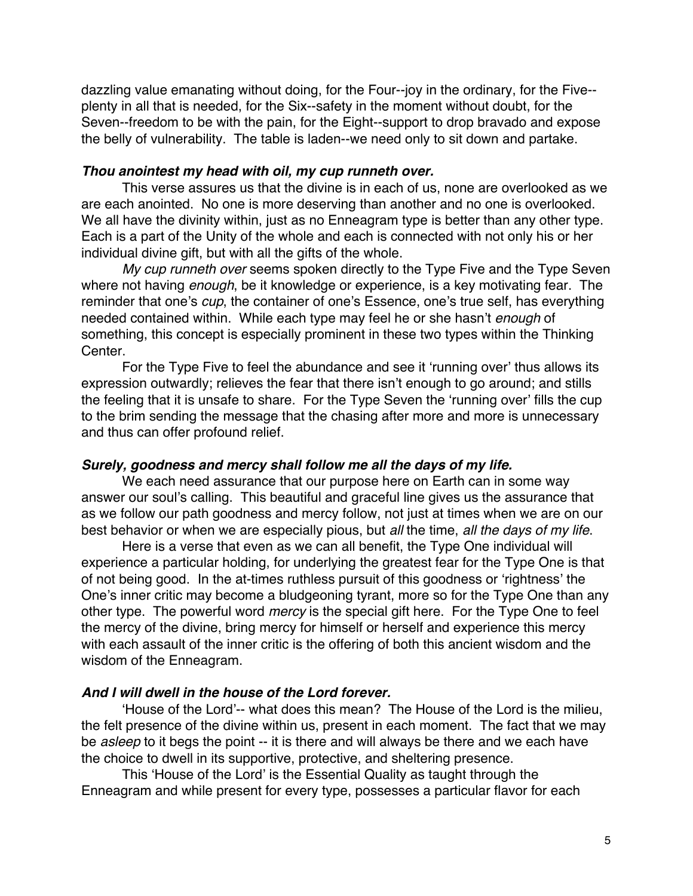dazzling value emanating without doing, for the Four--joy in the ordinary, for the Five--plenty in all that is needed, for the Six--safety in the moment without doubt, for the Seven--freedom to be with the pain, for the Eight--support to drop bravado and expose the belly of vulnerability. The table is laden--we need only to sit down and partake.

***Thou anointest my head with oil, my cup runneth over.***

This verse assures us that the divine is in each of us, none are overlooked as we are each anointed. No one is more deserving than another and no one is overlooked. We all have the divinity within, just as no Enneagram type is better than any other type. Each is a part of the Unity of the whole and each is connected with not only his or her individual divine gift, but with all the gifts of the whole.

*My cup runneth over* seems spoken directly to the Type Five and the Type Seven where not having *enough*, be it knowledge or experience, is a key motivating fear. The reminder that one's *cup*, the container of one's Essence, one's true self, has everything needed contained within. While each type may feel he or she hasn't *enough* of something, this concept is especially prominent in these two types within the Thinking Center.

For the Type Five to feel the abundance and see it 'running over' thus allows its expression outwardly; relieves the fear that there isn't enough to go around; and stills the feeling that it is unsafe to share. For the Type Seven the 'running over' fills the cup to the brim sending the message that the chasing after more and more is unnecessary and thus can offer profound relief.

***Surely, goodness and mercy shall follow me all the days of my life.***

We each need assurance that our purpose here on Earth can in some way answer our soul's calling. This beautiful and graceful line gives us the assurance that as we follow our path goodness and mercy follow, not just at times when we are on our best behavior or when we are especially pious, but *all* the time, *all the days of my life*.

Here is a verse that even as we can all benefit, the Type One individual will experience a particular holding, for underlying the greatest fear for the Type One is that of not being good. In the at-times ruthless pursuit of this goodness or 'rightness' the One's inner critic may become a bludgeoning tyrant, more so for the Type One than any other type. The powerful word *mercy* is the special gift here. For the Type One to feel the mercy of the divine, bring mercy for himself or herself and experience this mercy with each assault of the inner critic is the offering of both this ancient wisdom and the wisdom of the Enneagram.

***And I will dwell in the house of the Lord forever.***

'House of the Lord'-- what does this mean? The House of the Lord is the milieu, the felt presence of the divine within us, present in each moment. The fact that we may be *asleep* to it begs the point -- it is there and will always be there and we each have the choice to dwell in its supportive, protective, and sheltering presence.

This 'House of the Lord' is the Essential Quality as taught through the Enneagram and while present for every type, possesses a particular flavor for each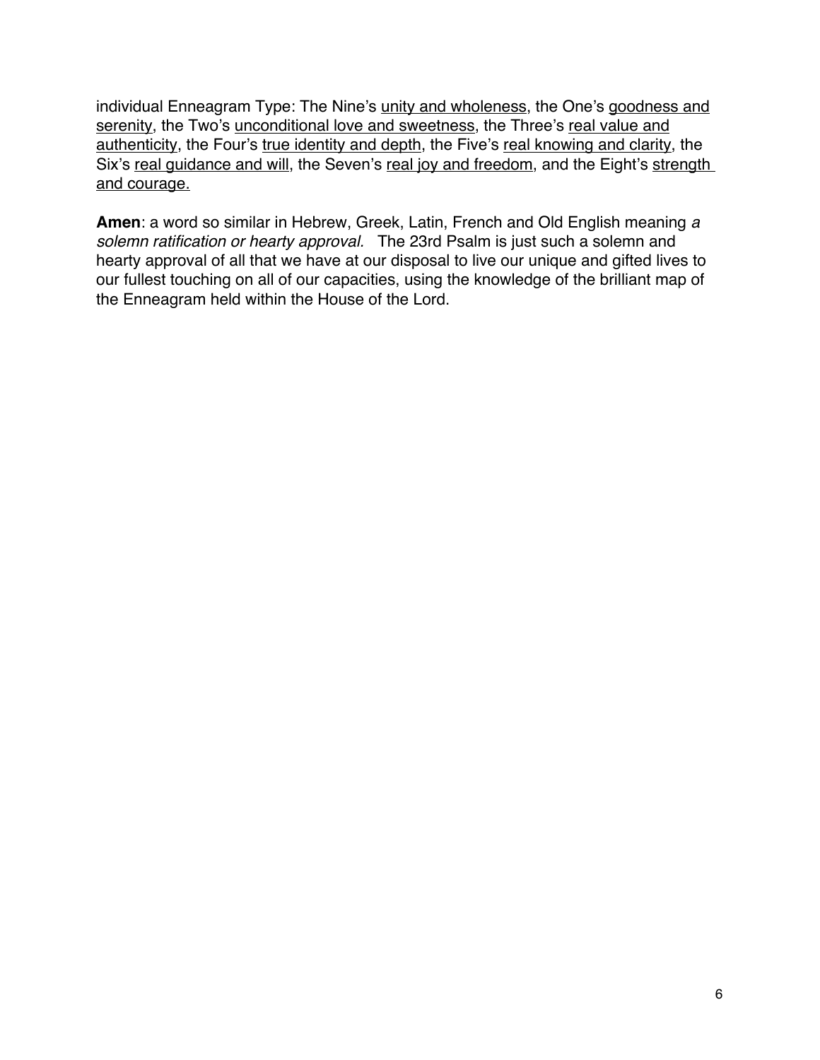individual Enneagram Type: The Nine's <u>unity and wholeness</u>, the One's <u>goodness and serenity</u>, the Two's <u>unconditional love and sweetness</u>, the Three's <u>real value and authenticity</u>, the Four's <u>true identity and depth</u>, the Five's <u>real knowing and clarity</u>, the Six's <u>real guidance and will</u>, the Seven's <u>real joy and freedom</u>, and the Eight's <u>strength and courage.</u>

**Amen**: a word so similar in Hebrew, Greek, Latin, French and Old English meaning *a solemn ratification or hearty approval.* The 23rd Psalm is just such a solemn and hearty approval of all that we have at our disposal to live our unique and gifted lives to our fullest touching on all of our capacities, using the knowledge of the brilliant map of the Enneagram held within the House of the Lord.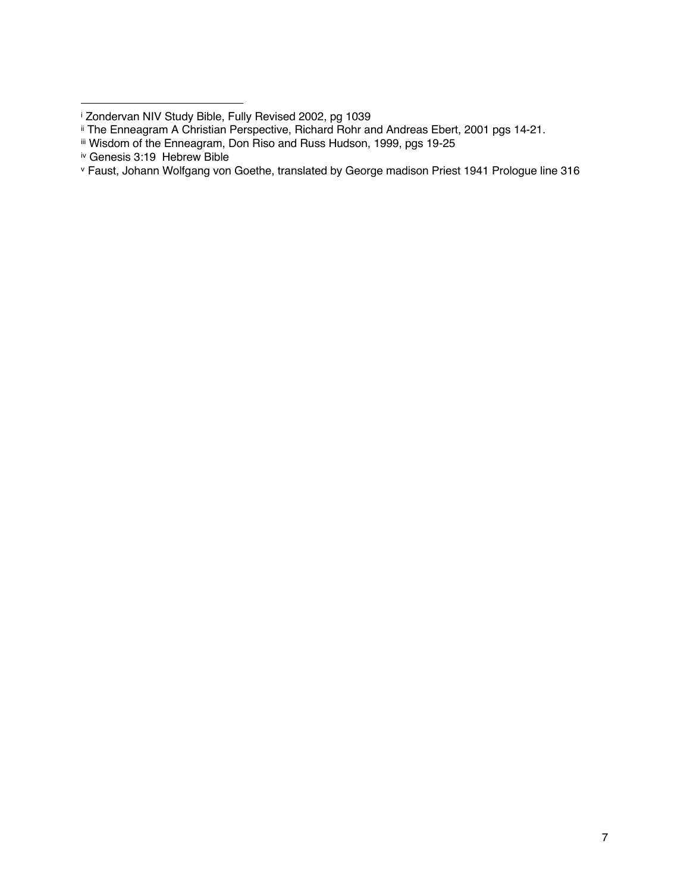---

[i] Zondervan NIV Study Bible, Fully Revised 2002, pg 1039

[ii] The Enneagram A Christian Perspective, Richard Rohr and Andreas Ebert, 2001 pgs 14-21.

[iii] Wisdom of the Enneagram, Don Riso and Russ Hudson, 1999, pgs 19-25

[iv] Genesis 3:19 Hebrew Bible

[v] Faust, Johann Wolfgang von Goethe, translated by George madison Priest 1941 Prologue line 316